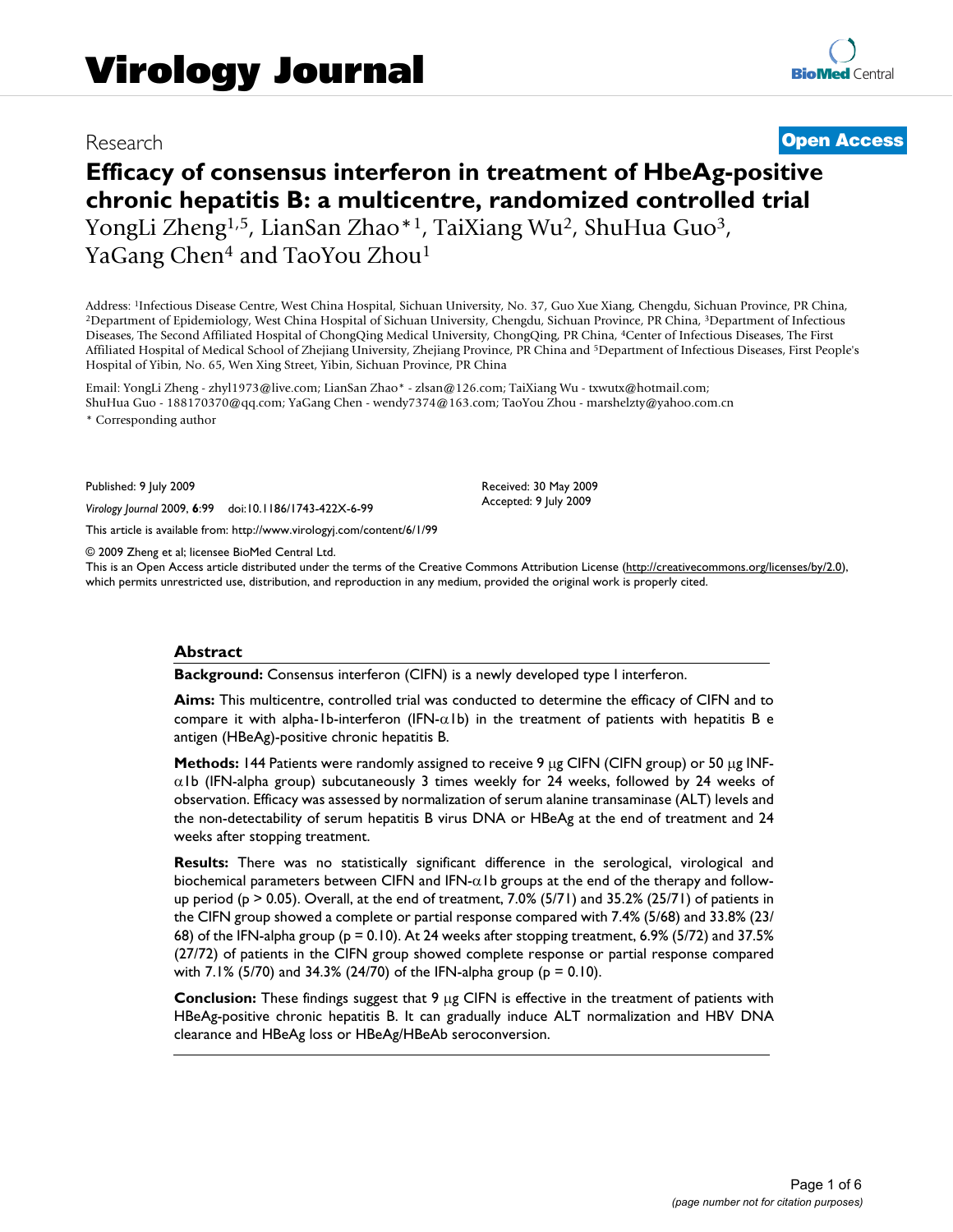# Virology Journal

Research

**Open Access**

# Efficacy of consensus interferon in treatment of HbeAg-positive chronic hepatitis B: a multicentre, randomized controlled trial

YongLi Zheng[1,5], LianSan Zhao*[1], TaiXiang Wu[2], ShuHua Guo[3], YaGang Chen[4] and TaoYou Zhou[1]

Address: [1]Infectious Disease Centre, West China Hospital, Sichuan University, No. 37, Guo Xue Xiang, Chengdu, Sichuan Province, PR China, [2]Department of Epidemiology, West China Hospital of Sichuan University, Chengdu, Sichuan Province, PR China, [3]Department of Infectious Diseases, The Second Affiliated Hospital of ChongQing Medical University, ChongQing, PR China, [4]Center of Infectious Diseases, The First Affiliated Hospital of Medical School of Zhejiang University, Zhejiang Province, PR China and [5]Department of Infectious Diseases, First People's Hospital of Yibin, No. 65, Wen Xing Street, Yibin, Sichuan Province, PR China

Email: YongLi Zheng - zhyl1973@live.com; LianSan Zhao* - zlsan@126.com; TaiXiang Wu - txwutx@hotmail.com; ShuHua Guo - 188170370@qq.com; YaGang Chen - wendy7374@163.com; TaoYou Zhou - marshelzty@yahoo.com.cn

\* Corresponding author

Published: 9 July 2009

*Virology Journal* 2009, **6**:99 doi:10.1186/1743-422X-6-99

Received: 30 May 2009
Accepted: 9 July 2009

This article is available from: http://www.virologyj.com/content/6/1/99

© 2009 Zheng et al; licensee BioMed Central Ltd.
This is an Open Access article distributed under the terms of the Creative Commons Attribution License (http://creativecommons.org/licenses/by/2.0), which permits unrestricted use, distribution, and reproduction in any medium, provided the original work is properly cited.

## Abstract

**Background:** Consensus interferon (CIFN) is a newly developed type I interferon.

**Aims:** This multicentre, controlled trial was conducted to determine the efficacy of CIFN and to compare it with alpha-1b-interferon (IFN-$\alpha$1b) in the treatment of patients with hepatitis B e antigen (HBeAg)-positive chronic hepatitis B.

**Methods:** 144 Patients were randomly assigned to receive 9 $\mu$g CIFN (CIFN group) or 50 $\mu$g INF-$\alpha$1b (IFN-alpha group) subcutaneously 3 times weekly for 24 weeks, followed by 24 weeks of observation. Efficacy was assessed by normalization of serum alanine transaminase (ALT) levels and the non-detectability of serum hepatitis B virus DNA or HBeAg at the end of treatment and 24 weeks after stopping treatment.

**Results:** There was no statistically significant difference in the serological, virological and biochemical parameters between CIFN and IFN-$\alpha$1b groups at the end of the therapy and follow-up period ($p > 0.05$). Overall, at the end of treatment, 7.0% (5/71) and 35.2% (25/71) of patients in the CIFN group showed a complete or partial response compared with 7.4% (5/68) and 33.8% (23/68) of the IFN-alpha group ($p = 0.10$). At 24 weeks after stopping treatment, 6.9% (5/72) and 37.5% (27/72) of patients in the CIFN group showed complete response or partial response compared with 7.1% (5/70) and 34.3% (24/70) of the IFN-alpha group ($p = 0.10$).

**Conclusion:** These findings suggest that 9 $\mu$g CIFN is effective in the treatment of patients with HBeAg-positive chronic hepatitis B. It can gradually induce ALT normalization and HBV DNA clearance and HBeAg loss or HBeAg/HBeAb seroconversion.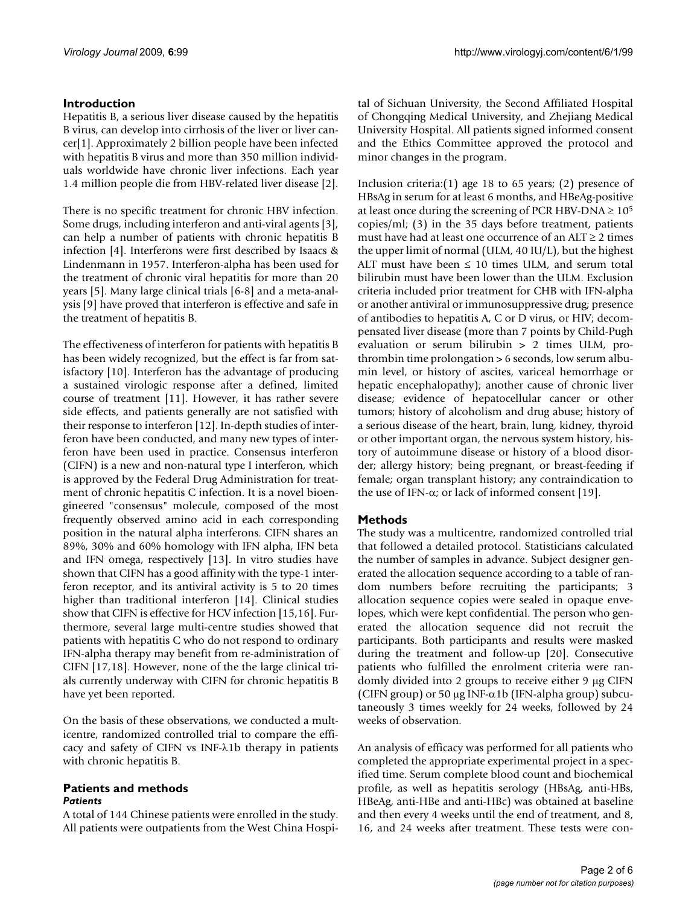## Introduction

Hepatitis B, a serious liver disease caused by the hepatitis B virus, can develop into cirrhosis of the liver or liver cancer[1]. Approximately 2 billion people have been infected with hepatitis B virus and more than 350 million individuals worldwide have chronic liver infections. Each year 1.4 million people die from HBV-related liver disease [2].

There is no specific treatment for chronic HBV infection. Some drugs, including interferon and anti-viral agents [3], can help a number of patients with chronic hepatitis B infection [4]. Interferons were first described by Isaacs & Lindenmann in 1957. Interferon-alpha has been used for the treatment of chronic viral hepatitis for more than 20 years [5]. Many large clinical trials [6-8] and a meta-analysis [9] have proved that interferon is effective and safe in the treatment of hepatitis B.

The effectiveness of interferon for patients with hepatitis B has been widely recognized, but the effect is far from satisfactory [10]. Interferon has the advantage of producing a sustained virologic response after a defined, limited course of treatment [11]. However, it has rather severe side effects, and patients generally are not satisfied with their response to interferon [12]. In-depth studies of interferon have been conducted, and many new types of interferon have been used in practice. Consensus interferon (CIFN) is a new and non-natural type I interferon, which is approved by the Federal Drug Administration for treatment of chronic hepatitis C infection. It is a novel bioengineered "consensus" molecule, composed of the most frequently observed amino acid in each corresponding position in the natural alpha interferons. CIFN shares an 89%, 30% and 60% homology with IFN alpha, IFN beta and IFN omega, respectively [13]. In vitro studies have shown that CIFN has a good affinity with the type-1 interferon receptor, and its antiviral activity is 5 to 20 times higher than traditional interferon [14]. Clinical studies show that CIFN is effective for HCV infection [15,16]. Furthermore, several large multi-centre studies showed that patients with hepatitis C who do not respond to ordinary IFN-alpha therapy may benefit from re-administration of CIFN [17,18]. However, none of the the large clinical trials currently underway with CIFN for chronic hepatitis B have yet been reported.

On the basis of these observations, we conducted a multicentre, randomized controlled trial to compare the efficacy and safety of CIFN vs INF-$\lambda$1b therapy in patients with chronic hepatitis B.

## Patients and methods

### *Patients*

A total of 144 Chinese patients were enrolled in the study. All patients were outpatients from the West China Hospital of Sichuan University, the Second Affiliated Hospital of Chongqing Medical University, and Zhejiang Medical University Hospital. All patients signed informed consent and the Ethics Committee approved the protocol and minor changes in the program.

Inclusion criteria:(1) age 18 to 65 years; (2) presence of HBsAg in serum for at least 6 months, and HBeAg-positive at least once during the screening of PCR HBV-DNA $\geq 10^5$ copies/ml; (3) in the 35 days before treatment, patients must have had at least one occurrence of an ALT $\geq$ 2 times the upper limit of normal (ULM, 40 IU/L), but the highest ALT must have been $\leq$ 10 times ULM, and serum total bilirubin must have been lower than the ULM. Exclusion criteria included prior treatment for CHB with IFN-alpha or another antiviral or immunosuppressive drug; presence of antibodies to hepatitis A, C or D virus, or HIV; decompensated liver disease (more than 7 points by Child-Pugh evaluation or serum bilirubin > 2 times ULM, prothrombin time prolongation > 6 seconds, low serum albumin level, or history of ascites, variceal hemorrhage or hepatic encephalopathy); another cause of chronic liver disease; evidence of hepatocellular cancer or other tumors; history of alcoholism and drug abuse; history of a serious disease of the heart, brain, lung, kidney, thyroid or other important organ, the nervous system history, history of autoimmune disease or history of a blood disorder; allergy history; being pregnant, or breast-feeding if female; organ transplant history; any contraindication to the use of IFN-$\alpha$; or lack of informed consent [19].

## Methods

The study was a multicentre, randomized controlled trial that followed a detailed protocol. Statisticians calculated the number of samples in advance. Subject designer generated the allocation sequence according to a table of random numbers before recruiting the participants; 3 allocation sequence copies were sealed in opaque envelopes, which were kept confidential. The person who generated the allocation sequence did not recruit the participants. Both participants and results were masked during the treatment and follow-up [20]. Consecutive patients who fulfilled the enrolment criteria were randomly divided into 2 groups to receive either 9 μg CIFN (CIFN group) or 50 μg INF-$\alpha$1b (IFN-alpha group) subcutaneously 3 times weekly for 24 weeks, followed by 24 weeks of observation.

An analysis of efficacy was performed for all patients who completed the appropriate experimental project in a specified time. Serum complete blood count and biochemical profile, as well as hepatitis serology (HBsAg, anti-HBs, HBeAg, anti-HBe and anti-HBc) was obtained at baseline and then every 4 weeks until the end of treatment, and 8, 16, and 24 weeks after treatment. These tests were con-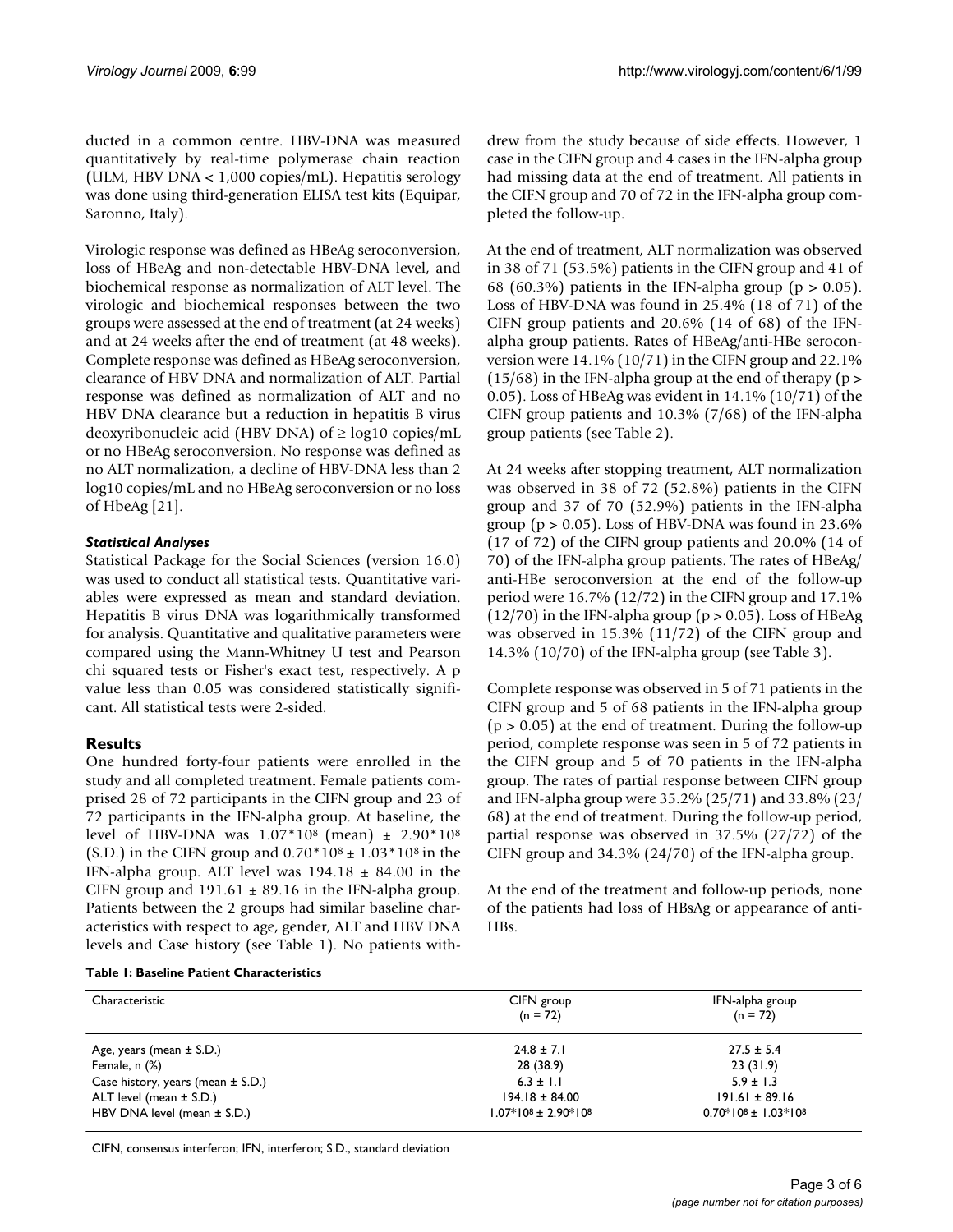ducted in a common centre. HBV-DNA was measured quantitatively by real-time polymerase chain reaction (ULM, HBV DNA < 1,000 copies/mL). Hepatitis serology was done using third-generation ELISA test kits (Equipar, Saronno, Italy).

Virologic response was defined as HBeAg seroconversion, loss of HBeAg and non-detectable HBV-DNA level, and biochemical response as normalization of ALT level. The virologic and biochemical responses between the two groups were assessed at the end of treatment (at 24 weeks) and at 24 weeks after the end of treatment (at 48 weeks). Complete response was defined as HBeAg seroconversion, clearance of HBV DNA and normalization of ALT. Partial response was defined as normalization of ALT and no HBV DNA clearance but a reduction in hepatitis B virus deoxyribonucleic acid (HBV DNA) of ≥ log10 copies/mL or no HBeAg seroconversion. No response was defined as no ALT normalization, a decline of HBV-DNA less than 2 log10 copies/mL and no HBeAg seroconversion or no loss of HbeAg [21].

### *Statistical Analyses*

Statistical Package for the Social Sciences (version 16.0) was used to conduct all statistical tests. Quantitative variables were expressed as mean and standard deviation. Hepatitis B virus DNA was logarithmically transformed for analysis. Quantitative and qualitative parameters were compared using the Mann-Whitney U test and Pearson chi squared tests or Fisher's exact test, respectively. A p value less than 0.05 was considered statistically significant. All statistical tests were 2-sided.

## Results

One hundred forty-four patients were enrolled in the study and all completed treatment. Female patients comprised 28 of 72 participants in the CIFN group and 23 of 72 participants in the IFN-alpha group. At baseline, the level of HBV-DNA was $1.07*10^8$ (mean) ± $2.90*10^8$ (S.D.) in the CIFN group and $0.70*10^8 \pm 1.03*10^8$ in the IFN-alpha group. ALT level was 194.18 ± 84.00 in the CIFN group and 191.61 ± 89.16 in the IFN-alpha group. Patients between the 2 groups had similar baseline characteristics with respect to age, gender, ALT and HBV DNA levels and Case history (see Table 1). No patients withdrew from the study because of side effects. However, 1 case in the CIFN group and 4 cases in the IFN-alpha group had missing data at the end of treatment. All patients in the CIFN group and 70 of 72 in the IFN-alpha group completed the follow-up.

At the end of treatment, ALT normalization was observed in 38 of 71 (53.5%) patients in the CIFN group and 41 of 68 (60.3%) patients in the IFN-alpha group ($p > 0.05$). Loss of HBV-DNA was found in 25.4% (18 of 71) of the CIFN group patients and 20.6% (14 of 68) of the IFN-alpha group patients. Rates of HBeAg/anti-HBe seroconversion were 14.1% (10/71) in the CIFN group and 22.1% (15/68) in the IFN-alpha group at the end of therapy ($p > 0.05$). Loss of HBeAg was evident in 14.1% (10/71) of the CIFN group patients and 10.3% (7/68) of the IFN-alpha group patients (see Table 2).

At 24 weeks after stopping treatment, ALT normalization was observed in 38 of 72 (52.8%) patients in the CIFN group and 37 of 70 (52.9%) patients in the IFN-alpha group ($p > 0.05$). Loss of HBV-DNA was found in 23.6% (17 of 72) of the CIFN group patients and 20.0% (14 of 70) of the IFN-alpha group patients. The rates of HBeAg/anti-HBe seroconversion at the end of the follow-up period were 16.7% (12/72) in the CIFN group and 17.1% (12/70) in the IFN-alpha group ($p > 0.05$). Loss of HBeAg was observed in 15.3% (11/72) of the CIFN group and 14.3% (10/70) of the IFN-alpha group (see Table 3).

Complete response was observed in 5 of 71 patients in the CIFN group and 5 of 68 patients in the IFN-alpha group ($p > 0.05$) at the end of treatment. During the follow-up period, complete response was seen in 5 of 72 patients in the CIFN group and 5 of 70 patients in the IFN-alpha group. The rates of partial response between CIFN group and IFN-alpha group were 35.2% (25/71) and 33.8% (23/68) at the end of treatment. During the follow-up period, partial response was observed in 37.5% (27/72) of the CIFN group and 34.3% (24/70) of the IFN-alpha group.

At the end of the treatment and follow-up periods, none of the patients had loss of HBsAg or appearance of anti-HBs.

**Table 1: Baseline Patient Characteristics**

| Characteristic | CIFN group (n = 72) | IFN-alpha group (n = 72) |
| --- | --- | --- |
| Age, years (mean ± S.D.) | 24.8 ± 7.1 | 27.5 ± 5.4 |
| Female, n (%) | 28 (38.9) | 23 (31.9) |
| Case history, years (mean ± S.D.) | 6.3 ± 1.1 | 5.9 ± 1.3 |
| ALT level (mean ± S.D.) | 194.18 ± 84.00 | 191.61 ± 89.16 |
| HBV DNA level (mean ± S.D.) | $1.07*10^8 \pm 2.90*10^8$ | $0.70*10^8 \pm 1.03*10^8$ |

CIFN, consensus interferon; IFN, interferon; S.D., standard deviation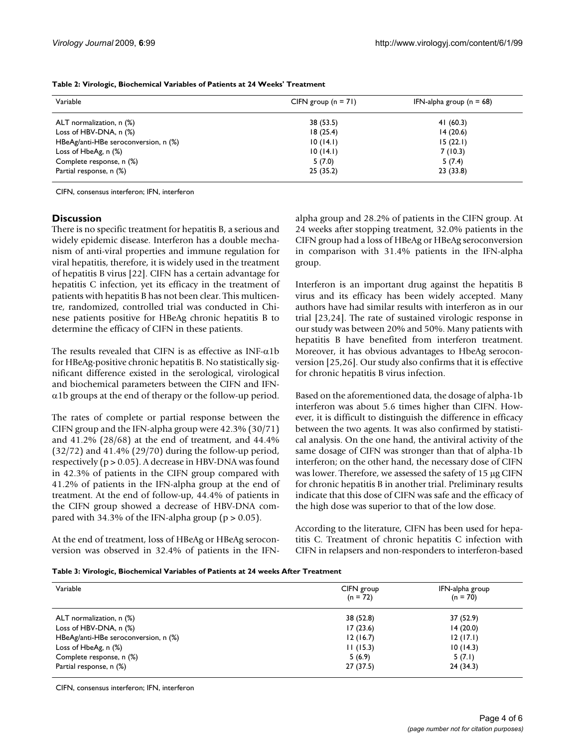**Table 2: Virologic, Biochemical Variables of Patients at 24 Weeks' Treatment**

| Variable | CIFN group (n = 71) | IFN-alpha group (n = 68) |
| --- | --- | --- |
| ALT normalization, n (%) | 38 (53.5) | 41 (60.3) |
| Loss of HBV-DNA, n (%) | 18 (25.4) | 14 (20.6) |
| HBeAg/anti-HBe seroconversion, n (%) | 10 (14.1) | 15 (22.1) |
| Loss of HbeAg, n (%) | 10 (14.1) | 7 (10.3) |
| Complete response, n (%) | 5 (7.0) | 5 (7.4) |
| Partial response, n (%) | 25 (35.2) | 23 (33.8) |

CIFN, consensus interferon; IFN, interferon

## Discussion

There is no specific treatment for hepatitis B, a serious and widely epidemic disease. Interferon has a double mechanism of anti-viral properties and immune regulation for viral hepatitis, therefore, it is widely used in the treatment of hepatitis B virus [22]. CIFN has a certain advantage for hepatitis C infection, yet its efficacy in the treatment of patients with hepatitis B has not been clear. This multicentre, randomized, controlled trial was conducted in Chinese patients positive for HBeAg chronic hepatitis B to determine the efficacy of CIFN in these patients.

The results revealed that CIFN is as effective as INF-$\alpha$1b for HBeAg-positive chronic hepatitis B. No statistically significant difference existed in the serological, virological and biochemical parameters between the CIFN and IFN-$\alpha$1b groups at the end of therapy or the follow-up period.

The rates of complete or partial response between the CIFN group and the IFN-alpha group were 42.3% (30/71) and 41.2% (28/68) at the end of treatment, and 44.4% (32/72) and 41.4% (29/70) during the follow-up period, respectively ($p > 0.05$). A decrease in HBV-DNA was found in 42.3% of patients in the CIFN group compared with 41.2% of patients in the IFN-alpha group at the end of treatment. At the end of follow-up, 44.4% of patients in the CIFN group showed a decrease of HBV-DNA compared with 34.3% of the IFN-alpha group ($p > 0.05$).

At the end of treatment, loss of HBeAg or HBeAg seroconversion was observed in 32.4% of patients in the IFN-alpha group and 28.2% of patients in the CIFN group. At 24 weeks after stopping treatment, 32.0% patients in the CIFN group had a loss of HBeAg or HBeAg seroconversion in comparison with 31.4% patients in the IFN-alpha group.

Interferon is an important drug against the hepatitis B virus and its efficacy has been widely accepted. Many authors have had similar results with interferon as in our trial [23,24]. The rate of sustained virologic response in our study was between 20% and 50%. Many patients with hepatitis B have benefited from interferon treatment. Moreover, it has obvious advantages to HbeAg seroconversion [25,26]. Our study also confirms that it is effective for chronic hepatitis B virus infection.

Based on the aforementioned data, the dosage of alpha-1b interferon was about 5.6 times higher than CIFN. However, it is difficult to distinguish the difference in efficacy between the two agents. It was also confirmed by statistical analysis. On the one hand, the antiviral activity of the same dosage of CIFN was stronger than that of alpha-1b interferon; on the other hand, the necessary dose of CIFN was lower. Therefore, we assessed the safety of 15 μg CIFN for chronic hepatitis B in another trial. Preliminary results indicate that this dose of CIFN was safe and the efficacy of the high dose was superior to that of the low dose.

According to the literature, CIFN has been used for hepatitis C. Treatment of chronic hepatitis C infection with CIFN in relapsers and non-responders to interferon-based

**Table 3: Virologic, Biochemical Variables of Patients at 24 weeks After Treatment**

| Variable | CIFN group (n = 72) | IFN-alpha group (n = 70) |
| --- | --- | --- |
| ALT normalization, n (%) | 38 (52.8) | 37 (52.9) |
| Loss of HBV-DNA, n (%) | 17 (23.6) | 14 (20.0) |
| HBeAg/anti-HBe seroconversion, n (%) | 12 (16.7) | 12 (17.1) |
| Loss of HbeAg, n (%) | 11 (15.3) | 10 (14.3) |
| Complete response, n (%) | 5 (6.9) | 5 (7.1) |
| Partial response, n (%) | 27 (37.5) | 24 (34.3) |

CIFN, consensus interferon; IFN, interferon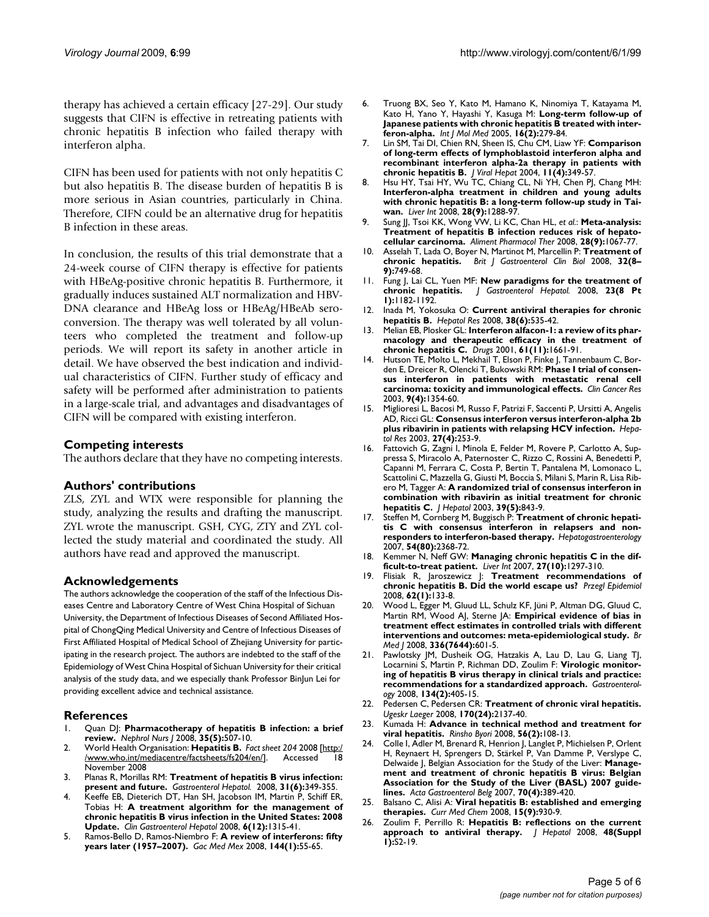therapy has achieved a certain efficacy [27-29]. Our study suggests that CIFN is effective in retreating patients with chronic hepatitis B infection who failed therapy with interferon alpha.

CIFN has been used for patients with not only hepatitis C but also hepatitis B. The disease burden of hepatitis B is more serious in Asian countries, particularly in China. Therefore, CIFN could be an alternative drug for hepatitis B infection in these areas.

In conclusion, the results of this trial demonstrate that a 24-week course of CIFN therapy is effective for patients with HBeAg-positive chronic hepatitis B. Furthermore, it gradually induces sustained ALT normalization and HBV-DNA clearance and HBeAg loss or HBeAg/HBeAb seroconversion. The therapy was well tolerated by all volunteers who completed the treatment and follow-up periods. We will report its safety in another article in detail. We have observed the best indication and individual characteristics of CIFN. Further study of efficacy and safety will be performed after administration to patients in a large-scale trial, and advantages and disadvantages of CIFN will be compared with existing interferon.

## Competing interests

The authors declare that they have no competing interests.

## Authors' contributions

ZLS, ZYL and WTX were responsible for planning the study, analyzing the results and drafting the manuscript. ZYL wrote the manuscript. GSH, CYG, ZTY and ZYL collected the study material and coordinated the study. All authors have read and approved the manuscript.

## Acknowledgements

The authors acknowledge the cooperation of the staff of the Infectious Diseases Centre and Laboratory Centre of West China Hospital of Sichuan University, the Department of Infectious Diseases of Second Affiliated Hospital of ChongQing Medical University and Centre of Infectious Diseases of First Affiliated Hospital of Medical School of Zhejiang University for participating in the research project. The authors are indebted to the staff of the Epidemiology of West China Hospital of Sichuan University for their critical analysis of the study data, and we especially thank Professor BinJun Lei for providing excellent advice and technical assistance.

## References

1. Quan DJ: **Pharmacotherapy of hepatitis B infection: a brief review.** *Nephrol Nurs J* 2008, **35(5):**507-10.
2. World Health Organisation: **Hepatitis B.** *Fact sheet 204* 2008 [http://www.who.int/mediacentre/factsheets/fs204/en/]. Accessed 18 November 2008
3. Planas R, Morillas RM: **Treatment of hepatitis B virus infection: present and future.** *Gastroenterol Hepatol.* 2008, **31(6):**349-355.
4. Keeffe EB, Dieterich DT, Han SH, Jacobson IM, Martin P, Schiff ER, Tobias H: **A treatment algorithm for the management of chronic hepatitis B virus infection in the United States: 2008 Update.** *Clin Gastroenterol Hepatol* 2008, **6(12):**1315-41.
5. Ramos-Bello D, Ramos-Niembro F: **A review of interferons: fifty years later (1957–2007).** *Gac Med Mex* 2008, **144(1):**55-65.
6. Truong BX, Seo Y, Kato M, Hamano K, Ninomiya T, Katayama M, Kato H, Yano Y, Hayashi Y, Kasuga M: **Long-term follow-up of Japanese patients with chronic hepatitis B treated with interferon-alpha.** *Int J Mol Med* 2005, **16(2):**279-84.
7. Lin SM, Tai DI, Chien RN, Sheen IS, Chu CM, Liaw YF: **Comparison of long-term effects of lymphoblastoid interferon alpha and recombinant interferon alpha-2a therapy in patients with chronic hepatitis B.** *J Viral Hepat* 2004, **11(4):**349-57.
8. Hsu HY, Tsai HY, Wu TC, Chiang CL, Ni YH, Chen PJ, Chang MH: **Interferon-alpha treatment in children and young adults with chronic hepatitis B: a long-term follow-up study in Taiwan.** *Liver Int* 2008, **28(9):**1288-97.
9. Sung JJ, Tsoi KK, Wong VW, Li KC, Chan HL, *et al.*: **Meta-analysis: Treatment of hepatitis B infection reduces risk of hepatocellular carcinoma.** *Aliment Pharmacol Ther* 2008, **28(9):**1067-77.
10. Asselah T, Lada O, Boyer N, Martinot M, Marcellin P: **Treatment of chronic hepatitis.** *Brit J Gastroenterol Clin Biol* 2008, **32(8–9):**749-68.
11. Fung J, Lai CL, Yuen MF: **New paradigms for the treatment of chronic hepatitis.** *J Gastroenterol Hepatol.* 2008, **23(8 Pt 1):**1182-1192.
12. Inada M, Yokosuka O: **Current antiviral therapies for chronic hepatitis B.** *Hepatol Res* 2008, **38(6):**535-42.
13. Melian EB, Plosker GL: **Interferon alfacon-1: a review of its pharmacology and therapeutic efficacy in the treatment of chronic hepatitis C.** *Drugs* 2001, **61(11):**1661-91.
14. Hutson TE, Molto L, Mekhail T, Elson P, Finke J, Tannenbaum C, Borden E, Dreicer R, Olencki T, Bukowski RM: **Phase I trial of consensus interferon in patients with metastatic renal cell carcinoma: toxicity and immunological effects.** *Clin Cancer Res* 2003, **9(4):**1354-60.
15. Miglioresi L, Bacosi M, Russo F, Patrizi F, Saccenti P, Ursitti A, Angelis AD, Ricci GL: **Consensus interferon versus interferon-alpha 2b plus ribavirin in patients with relapsing HCV infection.** *Hepatol Res* 2003, **27(4):**253-9.
16. Fattovich G, Zagni I, Minola E, Felder M, Rovere P, Carlotto A, Suppressa S, Miracolo A, Paternoster C, Rizzo C, Rossini A, Benedetti P, Capanni M, Ferrara C, Costa P, Bertin T, Pantalena M, Lomonaco L, Scattolini C, Mazzella G, Giusti M, Boccia S, Milani S, Marin R, Lisa Ribero M, Tagger A: **A randomized trial of consensus interferon in combination with ribavirin as initial treatment for chronic hepatitis C.** *J Hepatol* 2003, **39(5):**843-9.
17. Steffen M, Cornberg M, Buggisch P: **Treatment of chronic hepatitis C with consensus interferon in relapsers and nonresponders to interferon-based therapy.** *Hepatogastroenterology* 2007, **54(80):**2368-72.
18. Kemmer N, Neff GW: **Managing chronic hepatitis C in the difficult-to-treat patient.** *Liver Int* 2007, **27(10):**1297-310.
19. Flisiak R, Jaroszewicz J: **Treatment recommendations of chronic hepatitis B. Did the world escape us?** *Przegl Epidemiol* 2008, **62(1):**133-8.
20. Wood L, Egger M, Gluud LL, Schulz KF, Jüni P, Altman DG, Gluud C, Martin RM, Wood AJ, Sterne JA: **Empirical evidence of bias in treatment effect estimates in controlled trials with different interventions and outcomes: meta-epidemiological study.** *Br Med J* 2008, **336(7644):**601-5.
21. Pawlotsky JM, Dusheik OG, Hatzakis A, Lau D, Lau G, Liang TJ, Locarnini S, Martin P, Richman DD, Zoulim F: **Virologic monitoring of hepatitis B virus therapy in clinical trials and practice: recommendations for a standardized approach.** *Gastroenterology* 2008, **134(2):**405-15.
22. Pedersen C, Pedersen CR: **Treatment of chronic viral hepatitis.** *Ugeskr Laeger* 2008, **170(24):**2137-40.
23. Kumada H: **Advance in technical method and treatment for viral hepatitis.** *Rinsho Byori* 2008, **56(2):**108-13.
24. Colle I, Adler M, Brenard R, Henrion J, Langlet P, Michielsen P, Orlent H, Reynaert H, Sprengers D, Stärkel P, Van Damme P, Verslype C, Delwaide J, Belgian Association for the Study of the Liver: **Management and treatment of chronic hepatitis B virus: Belgian Association for the Study of the Liver (BASL) 2007 guidelines.** *Acta Gastroenterol Belg* 2007, **70(4):**389-420.
25. Balsano C, Alisi A: **Viral hepatitis B: established and emerging therapies.** *Curr Med Chem* 2008, **15(9):**930-9.
26. Zoulim F, Perrillo R: **Hepatitis B: reflections on the current approach to antiviral therapy.** *J Hepatol* 2008, **48(Suppl 1):**S2-19.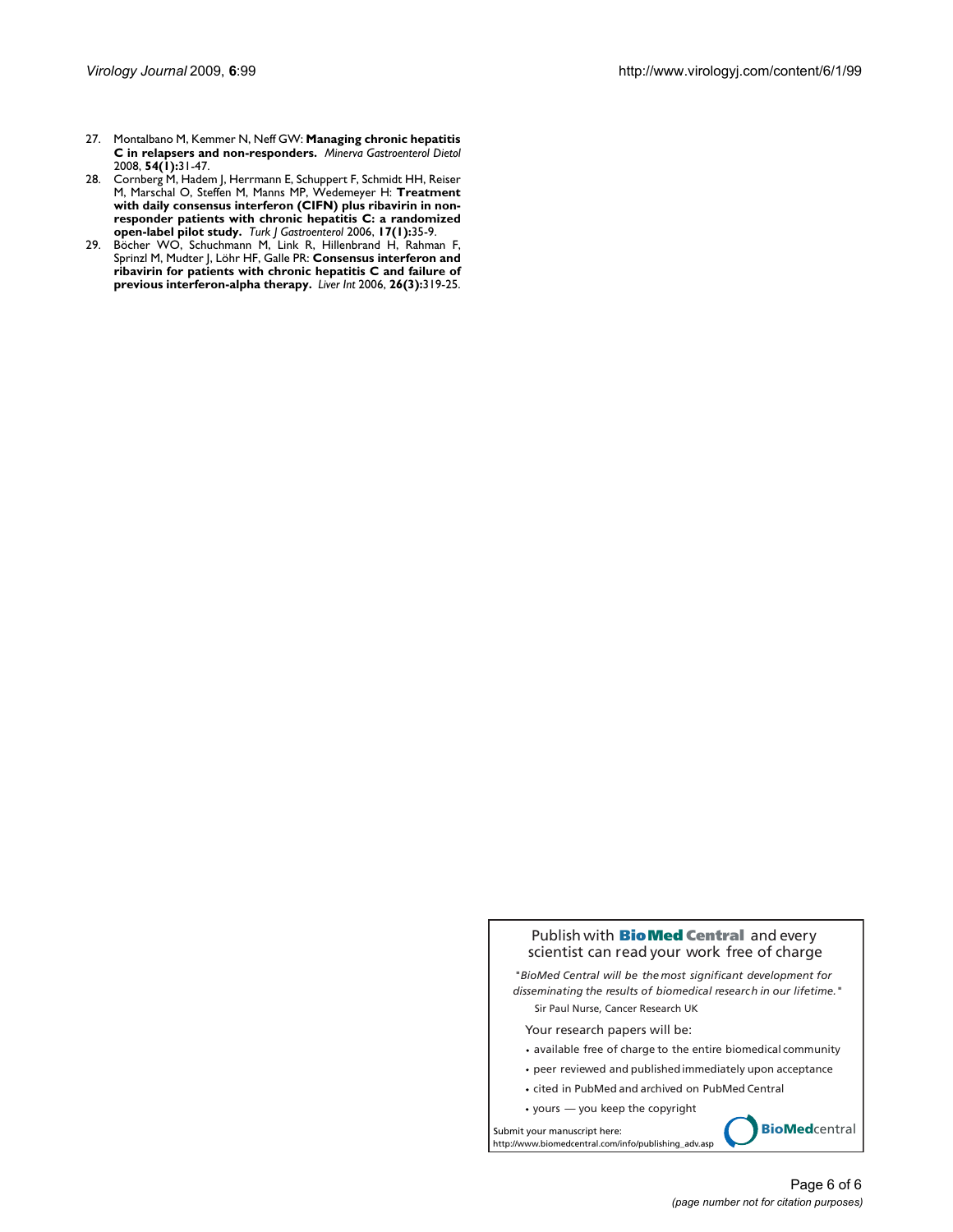27. Montalbano M, Kemmer N, Neff GW: **Managing chronic hepatitis C in relapsers and non-responders.** *Minerva Gastroenterol Dietol* 2008, **54(1):**31-47.
28. Cornberg M, Hadem J, Herrmann E, Schuppert F, Schmidt HH, Reiser M, Marschal O, Steffen M, Manns MP, Wedemeyer H: **Treatment with daily consensus interferon (CIFN) plus ribavirin in non-responder patients with chronic hepatitis C: a randomized open-label pilot study.** *Turk J Gastroenterol* 2006, **17(1):**35-9.
29. Böcher WO, Schuchmann M, Link R, Hillenbrand H, Rahman F, Sprinzl M, Mudter J, Löhr HF, Galle PR: **Consensus interferon and ribavirin for patients with chronic hepatitis C and failure of previous interferon-alpha therapy.** *Liver Int* 2006, **26(3):**319-25.

Publish with **BioMed Central** and every scientist can read your work free of charge

*"BioMed Central will be the most significant development for disseminating the results of biomedical research in our lifetime."*

Sir Paul Nurse, Cancer Research UK

Your research papers will be:

- available free of charge to the entire biomedical community
- peer reviewed and published immediately upon acceptance
- cited in PubMed and archived on PubMed Central
- yours — you keep the copyright

Submit your manuscript here:
http://www.biomedcentral.com/info/publishing_adv.asp

**BioMed**central